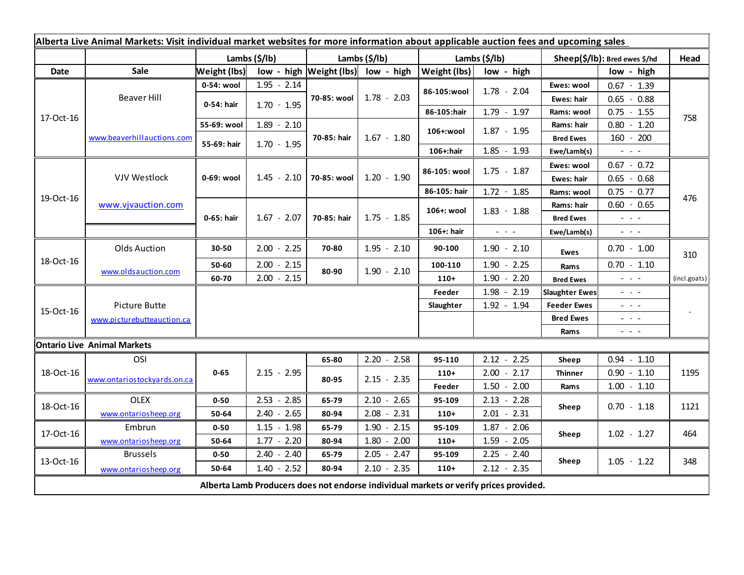**Alberta Live Animal Markets: Visit individual market websites for more information about applicable auction fees and upcoming sales**

| Date | Sale | Lambs ($/lb) Weight (lbs) | low - high | Lambs ($/lb) Weight (lbs) | low - high | Lambs ($/lb) Weight (lbs) | low - high | Sheep($/lb): Bred ewes $/hd | low - high | Head |
|---|---|---|---|---|---|---|---|---|---|---|
| 17-Oct-16 | Beaver Hill www.beaverhillauctions.com | 0-54: wool | 1.95 - 2.14 | 70-85: wool | 1.78 - 2.03 | 86-105:wool | 1.78 - 2.04 | Ewes: wool | 0.67 - 1.39 | 758 |
| | | 0-54: hair | 1.70 - 1.95 | | | | | Ewes: hair | 0.65 - 0.88 | |
| | | | | | | 86-105:hair | 1.79 - 1.97 | Rams: wool | 0.75 - 1.55 | |
| | | 55-69: wool | 1.89 - 2.10 | 70-85: hair | 1.67 - 1.80 | 106+:wool | 1.87 - 1.95 | Rams: hair | 0.80 - 1.20 | |
| | | 55-69: hair | 1.70 - 1.95 | | | | | Bred Ewes | 160 - 200 | |
| | | | | | | 106+:hair | 1.85 - 1.93 | Ewe/Lamb(s) | - - - | |
| 19-Oct-16 | VJV Westlock www.vjvauction.com | 0-69: wool | 1.45 - 2.10 | 70-85: wool | 1.20 - 1.90 | 86-105: wool | 1.75 - 1.87 | Ewes: wool | 0.67 - 0.72 | 476 |
| | | | | | | | | Ewes: hair | 0.65 - 0.68 | |
| | | | | | | 86-105: hair | 1.72 - 1.85 | Rams: wool | 0.75 - 0.77 | |
| | | 0-65: hair | 1.67 - 2.07 | 70-85: hair | 1.75 - 1.85 | 106+: wool | 1.83 - 1.88 | Rams: hair | 0.60 - 0.65 | |
| | | | | | | | | Bred Ewes | - - - | |
| | | | | | | 106+: hair | - - - | Ewe/Lamb(s) | - - - | |
| 18-Oct-16 | Olds Auction www.oldsauction.com | 30-50 | 2.00 - 2.25 | 70-80 | 1.95 - 2.10 | 90-100 | 1.90 - 2.10 | Ewes | 0.70 - 1.00 | 310 (incl.goats) |
| | | 50-60 | 2.00 - 2.15 | 80-90 | 1.90 - 2.10 | 100-110 | 1.90 - 2.25 | Rams | 0.70 - 1.10 | |
| | | 60-70 | 2.00 - 2.15 | | | 110+ | 1.90 - 2.20 | Bred Ewes | - - - | |
| 15-Oct-16 | Picture Butte www.picturebutteauction.ca | | | | | Feeder | 1.98 - 2.19 | Slaughter Ewes | - - - | - |
| | | | | | | Slaughter | 1.92 - 1.94 | Feeder Ewes | - - - | |
| | | | | | | | | Bred Ewes | - - - | |
| | | | | | | | | Rams | - - - | |
| **Ontario Live Animal Markets** | | | | | | | | | | |
| 18-Oct-16 | OSI www.ontariostockyards.on.ca | 0-65 | 2.15 - 2.95 | 65-80 | 2.20 - 2.58 | 95-110 | 2.12 - 2.25 | Sheep | 0.94 - 1.10 | 1195 |
| | | | | 80-95 | 2.15 - 2.35 | 110+ | 2.00 - 2.17 | Thinner | 0.90 - 1.10 | |
| | | | | | | Feeder | 1.50 - 2.00 | Rams | 1.00 - 1.10 | |
| 18-Oct-16 | OLEX www.ontariosheep.org | 0-50 | 2.53 - 2.85 | 65-79 | 2.10 - 2.65 | 95-109 | 2.13 - 2.28 | Sheep | 0.70 - 1.18 | 1121 |
| | | 50-64 | 2.40 - 2.65 | 80-94 | 2.08 - 2.31 | 110+ | 2.01 - 2.31 | | | |
| 17-Oct-16 | Embrun www.ontariosheep.org | 0-50 | 1.15 - 1.98 | 65-79 | 1.90 - 2.15 | 95-109 | 1.87 - 2.06 | Sheep | 1.02 - 1.27 | 464 |
| | | 50-64 | 1.77 - 2.20 | 80-94 | 1.80 - 2.00 | 110+ | 1.59 - 2.05 | | | |
| 13-Oct-16 | Brussels www.ontariosheep.org | 0-50 | 2.40 - 2.40 | 65-79 | 2.05 - 2.47 | 95-109 | 2.25 - 2.40 | Sheep | 1.05 - 1.22 | 348 |
| | | 50-64 | 1.40 - 2.52 | 80-94 | 2.10 - 2.35 | 110+ | 2.12 - 2.35 | | | |

**Alberta Lamb Producers does not endorse individual markets or verify prices provided.**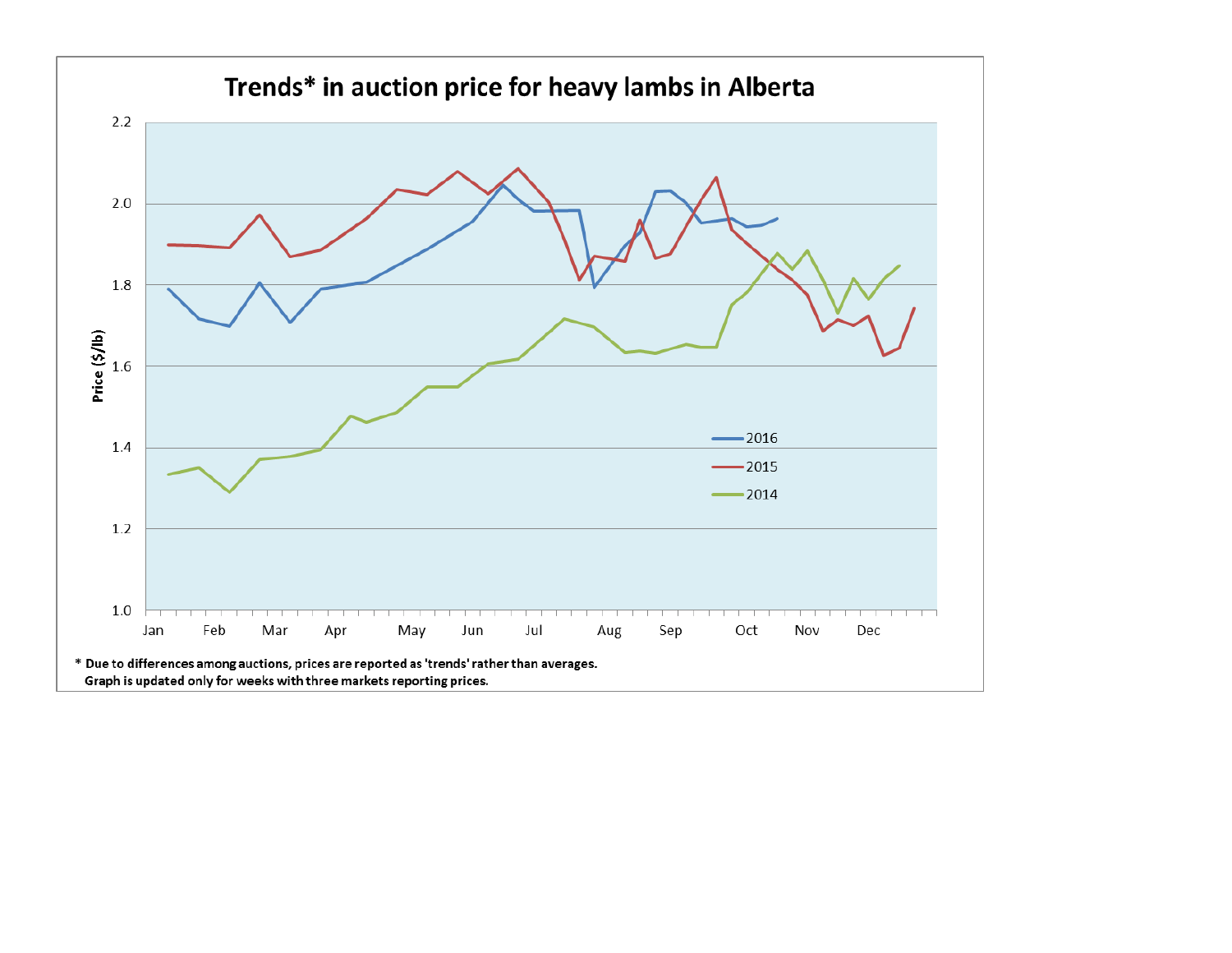# Trends* in auction price for heavy lambs in Alberta

Price ($/lb)

2.2
2.0
1.8
1.6
1.4
1.2
1.0

Jan Feb Mar Apr May Jun Jul Aug Sep Oct Nov Dec

2016
2015
2014

\* Due to differences among auctions, prices are reported as 'trends' rather than averages.
Graph is updated only for weeks with three markets reporting prices.